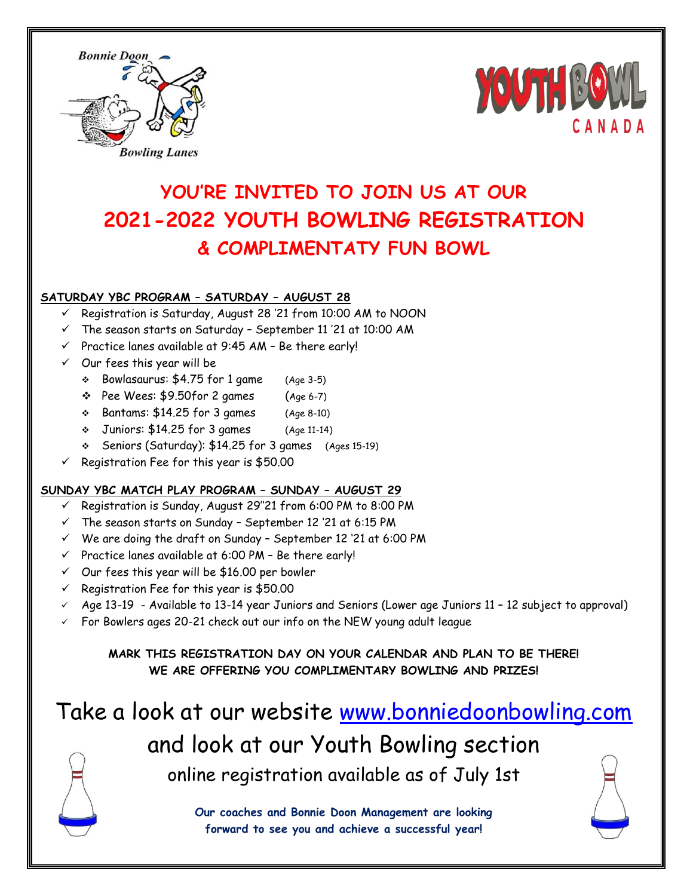Bonnie Doon

Bowling Lanes

YOUTH BOWL CANADA

# YOU'RE INVITED TO JOIN US AT OUR 2021-2022 YOUTH BOWLING REGISTRATION & COMPLIMENTATY FUN BOWL

**SATURDAY YBC PROGRAM – SATURDAY – AUGUST 28**

- ✓ Registration is Saturday, August 28 '21 from 10:00 AM to NOON
- ✓ The season starts on Saturday – September 11 '21 at 10:00 AM
- ✓ Practice lanes available at 9:45 AM – Be there early!
- ✓ Our fees this year will be
  - Bowlasaurus: $4.75 for 1 game (Age 3-5)
  - Pee Wees: $9.50for 2 games (Age 6-7)
  - Bantams: $14.25 for 3 games (Age 8-10)
  - Juniors: $14.25 for 3 games (Age 11-14)
  - Seniors (Saturday): $14.25 for 3 games (Ages 15-19)
- ✓ Registration Fee for this year is $50.00

**SUNDAY YBC MATCH PLAY PROGRAM – SUNDAY – AUGUST 29**

- ✓ Registration is Sunday, August 29''21 from 6:00 PM to 8:00 PM
- ✓ The season starts on Sunday – September 12 '21 at 6:15 PM
- ✓ We are doing the draft on Sunday – September 12 '21 at 6:00 PM
- ✓ Practice lanes available at 6:00 PM – Be there early!
- ✓ Our fees this year will be $16.00 per bowler
- ✓ Registration Fee for this year is $50.00
- ✓ Age 13-19 - Available to 13-14 year Juniors and Seniors (Lower age Juniors 11 – 12 subject to approval)
- ✓ For Bowlers ages 20-21 check out our info on the NEW young adult league

**MARK THIS REGISTRATION DAY ON YOUR CALENDAR AND PLAN TO BE THERE!**
**WE ARE OFFERING YOU COMPLIMENTARY BOWLING AND PRIZES!**

Take a look at our website www.bonniedoonbowling.com

and look at our Youth Bowling section

online registration available as of July 1st

**Our coaches and Bonnie Doon Management are looking forward to see you and achieve a successful year!**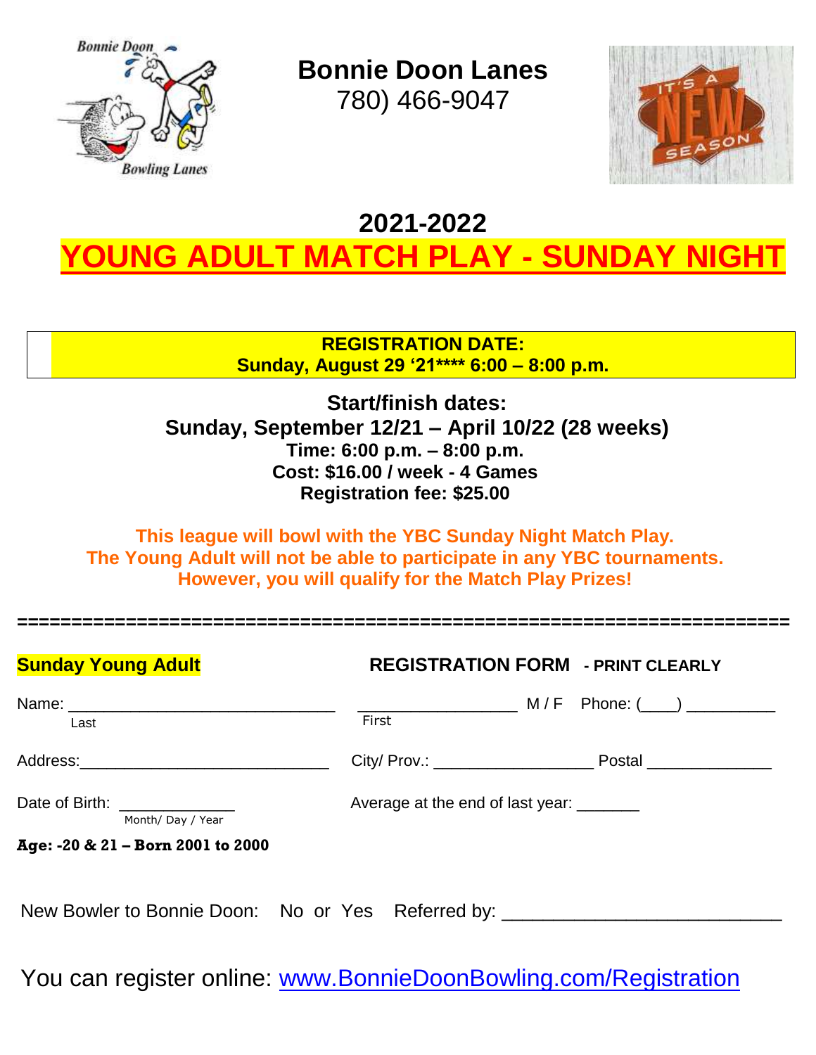# Bonnie Doon Lanes

780) 466-9047

## 2021-2022

# YOUNG ADULT MATCH PLAY - SUNDAY NIGHT

**REGISTRATION DATE:**
**Sunday, August 29 '21\*\*\*\* 6:00 – 8:00 p.m.**

**Start/finish dates:**
**Sunday, September 12/21 – April 10/22 (28 weeks)**
**Time: 6:00 p.m. – 8:00 p.m.**
**Cost: $16.00 / week - 4 Games**
**Registration fee: $25.00**

**This league will bowl with the YBC Sunday Night Match Play.**
**The Young Adult will not be able to participate in any YBC tournaments.**
**However, you will qualify for the Match Play Prizes!**

========================================================================

**Sunday Young Adult** **REGISTRATION FORM - PRINT CLEARLY**

Name: ______________________________ (Last) __________________ (First) M / F Phone: (____) __________

Address:____________________________ City/ Prov.: _________________ Postal ______________

Date of Birth: _____________ (Month/ Day / Year) Average at the end of last year: _______

**Age: -20 & 21 – Born 2001 to 2000**

New Bowler to Bonnie Doon: No or Yes Referred by: ____________________________

You can register online: www.BonnieDoonBowling.com/Registration